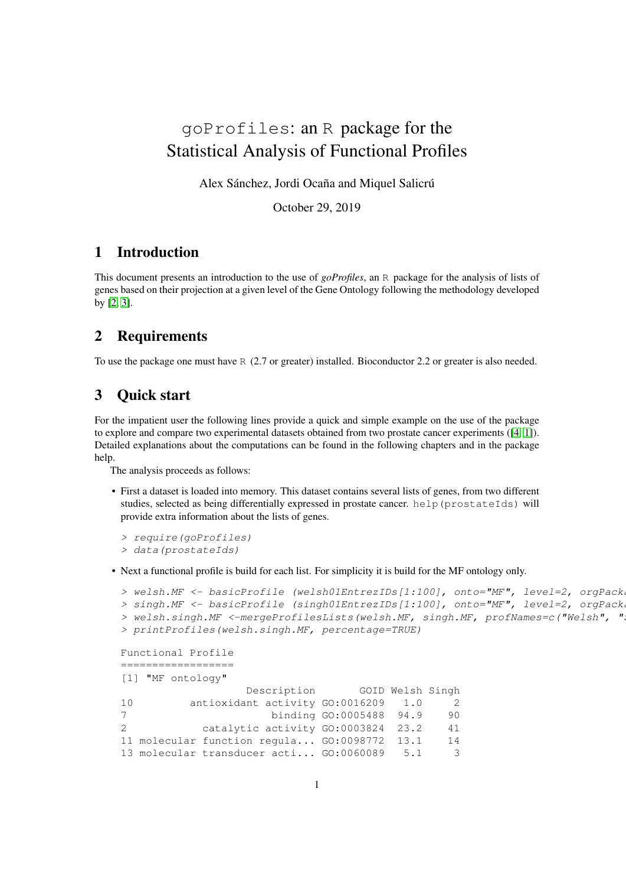# goProfiles: an R package for the Statistical Analysis of Functional Profiles

Alex Sánchez, Jordi Ocaña and Miquel Salicrú

October 29, 2019

## 1 Introduction

This document presents an introduction to the use of *goProfiles*, an R package for the analysis of lists of genes based on their projection at a given level of the Gene Ontology following the methodology developed by [2, 3].

## 2 Requirements

To use the package one must have R (2.7 or greater) installed. Bioconductor 2.2 or greater is also needed.

## 3 Quick start

For the impatient user the following lines provide a quick and simple example on the use of the package to explore and compare two experimental datasets obtained from two prostate cancer experiments ([4, 1]). Detailed explanations about the computations can be found in the following chapters and in the package help.

The analysis proceeds as follows:

- First a dataset is loaded into memory. This dataset contains several lists of genes, from two different studies, selected as being differentially expressed in prostate cancer. help(prostateIds) will provide extra information about the lists of genes.

```
> require(goProfiles)
> data(prostateIds)
```

- Next a functional profile is build for each list. For simplicity it is build for the MF ontology only.

```
> welsh.MF <- basicProfile (welsh01EntrezIDs[1:100], onto="MF", level=2, orgPacka
> singh.MF <- basicProfile (singh01EntrezIDs[1:100], onto="MF", level=2, orgPacka
> welsh.singh.MF <-mergeProfilesLists(welsh.MF, singh.MF, profNames=c("Welsh", "S
> printProfiles(welsh.singh.MF, percentage=TRUE)
```

```
Functional Profile
==================
[1] "MF ontology"
                  Description       GOID Welsh Singh
10         antioxidant activity GO:0016209   1.0     2
7                       binding GO:0005488  94.9    90
2            catalytic activity GO:0003824  23.2    41
11 molecular function regula... GO:0098772  13.1    14
13 molecular transducer acti... GO:0060089   5.1     3
```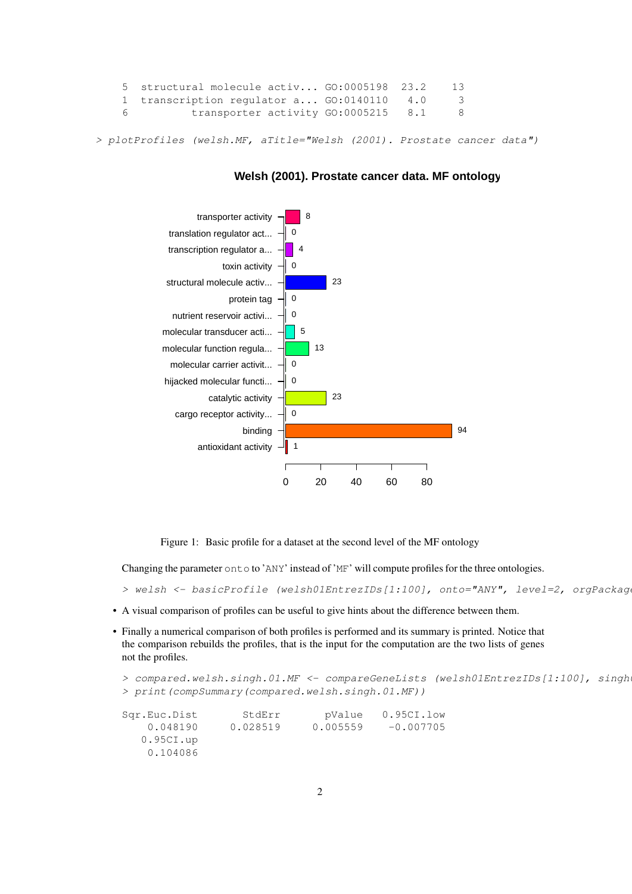```
5  structural molecule activ... GO:0005198  23.2    13
1  transcription regulator a... GO:0140110   4.0     3
6          transporter activity GO:0005215   8.1     8
```

```
> plotProfiles (welsh.MF, aTitle="Welsh (2001). Prostate cancer data")
```

Figure 1: Basic profile for a dataset at the second level of the MF ontology

Changing the parameter `onto` to 'ANY' instead of 'MF' will compute profiles for the three ontologies.

```
> welsh <- basicProfile (welsh01EntrezIDs[1:100], onto="ANY", level=2, orgPackage
```

- A visual comparison of profiles can be useful to give hints about the difference between them.
- Finally a numerical comparison of both profiles is performed and its summary is printed. Notice that the comparison rebuilds the profiles, that is the input for the computation are the two lists of genes not the profiles.

```
> compared.welsh.singh.01.MF <- compareGeneLists (welsh01EntrezIDs[1:100], singh0
> print(compSummary(compared.welsh.singh.01.MF))
```

```
Sqr.Euc.Dist       StdErr       pValue   0.95CI.low
    0.048190     0.028519     0.005559    -0.007705
   0.95CI.up
    0.104086
```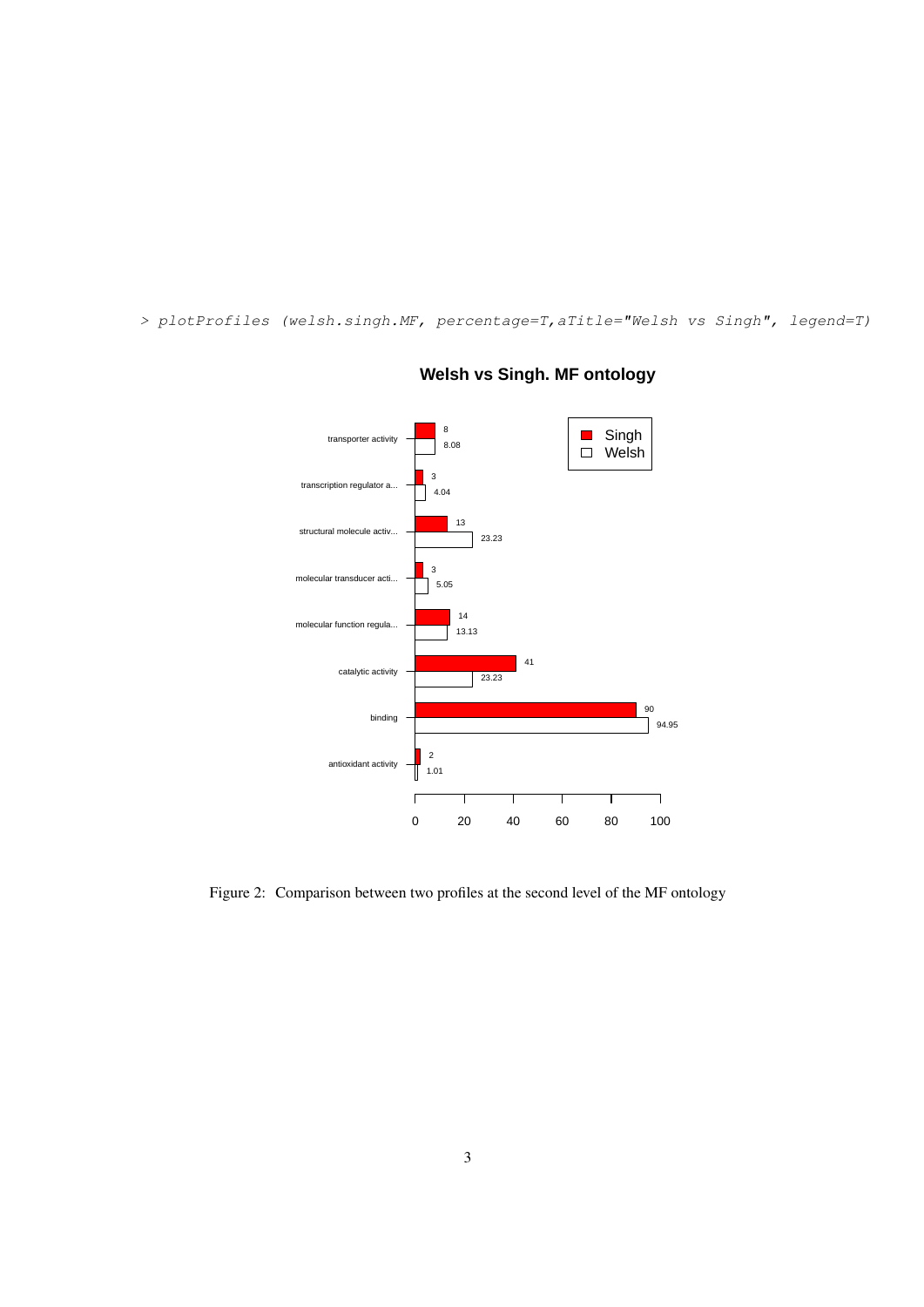```
> plotProfiles (welsh.singh.MF, percentage=T,aTitle="Welsh vs Singh", legend=T)
```

Figure 2: Comparison between two profiles at the second level of the MF ontology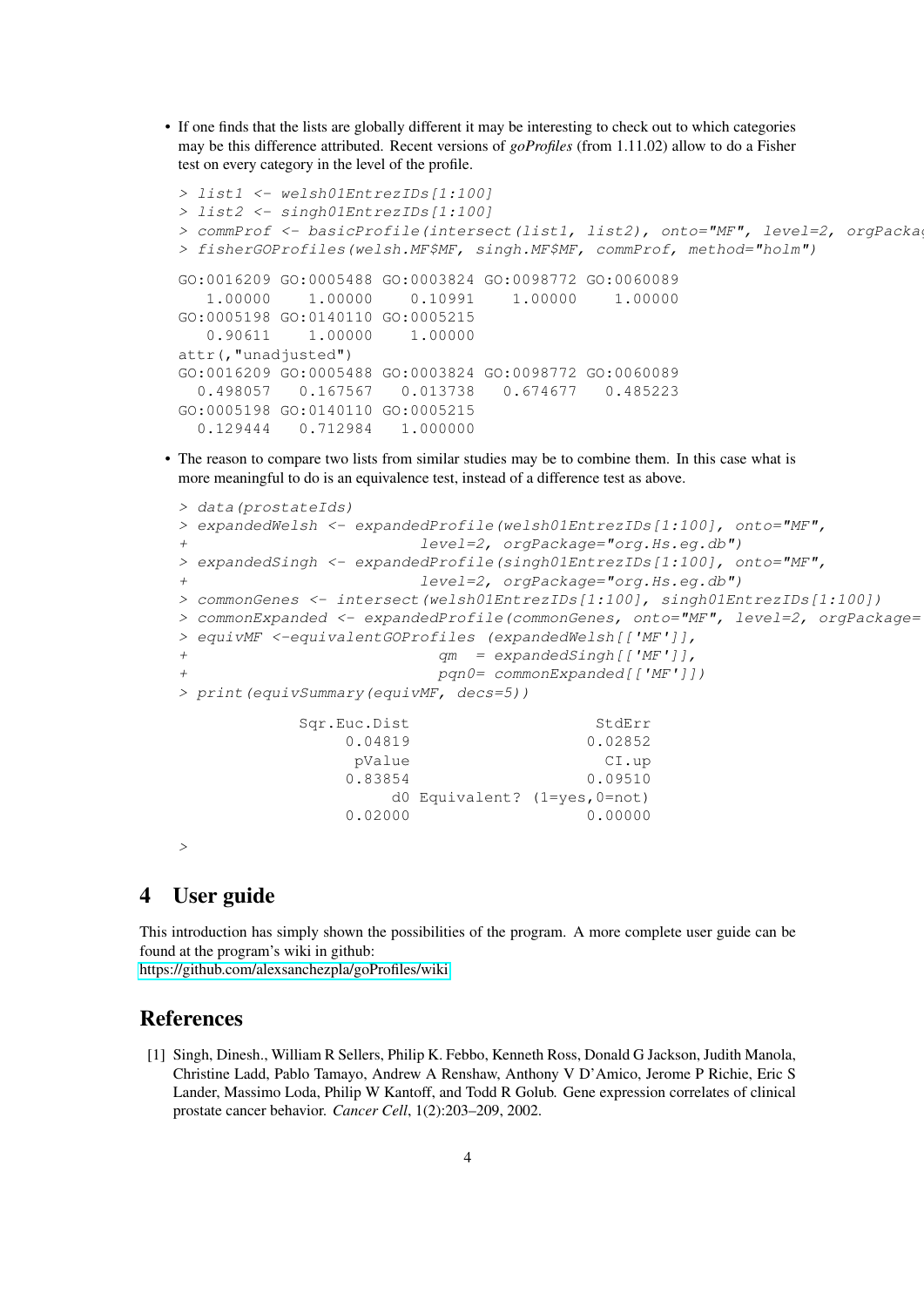- If one finds that the lists are globally different it may be interesting to check out to which categories may be this difference attributed. Recent versions of *goProfiles* (from 1.11.02) allow to do a Fisher test on every category in the level of the profile.

```
> list1 <- welsh01EntrezIDs[1:100]
> list2 <- singh01EntrezIDs[1:100]
> commProf <- basicProfile(intersect(list1, list2), onto="MF", level=2, orgPackag
> fisherGOProfiles(welsh.MF$MF, singh.MF$MF, commProf, method="holm")

GO:0016209 GO:0005488 GO:0003824 GO:0098772 GO:0060089
   1.00000    1.00000    0.10991    1.00000    1.00000
GO:0005198 GO:0140110 GO:0005215
   0.90611    1.00000    1.00000
attr(,"unadjusted")
GO:0016209 GO:0005488 GO:0003824 GO:0098772 GO:0060089
  0.498057   0.167567   0.013738   0.674677   0.485223
GO:0005198 GO:0140110 GO:0005215
  0.129444   0.712984   1.000000
```

- The reason to compare two lists from similar studies may be to combine them. In this case what is more meaningful to do is an equivalence test, instead of a difference test as above.

```
> data(prostateIds)
> expandedWelsh <- expandedProfile(welsh01EntrezIDs[1:100], onto="MF",
+                         level=2, orgPackage="org.Hs.eg.db")
> expandedSingh <- expandedProfile(singh01EntrezIDs[1:100], onto="MF",
+                         level=2, orgPackage="org.Hs.eg.db")
> commonGenes <- intersect(welsh01EntrezIDs[1:100], singh01EntrezIDs[1:100])
> commonExpanded <- expandedProfile(commonGenes, onto="MF", level=2, orgPackage=
> equivMF <-equivalentGOProfiles (expandedWelsh[['MF']],
+                          qm  = expandedSingh[['MF']],
+                          pqn0= commonExpanded[['MF']])
> print(equivSummary(equivMF, decs=5))

            Sqr.Euc.Dist                    StdErr
                 0.04819                   0.02852
                  pValue                     CI.up
                 0.83854                   0.09510
                      d0 Equivalent? (1=yes,0=not)
                 0.02000                   0.00000

>
```

# 4 User guide

This introduction has simply shown the possibilities of the program. A more complete user guide can be found at the program's wiki in github:
https://github.com/alexsanchezpla/goProfiles/wiki

# References

[1] Singh, Dinesh., William R Sellers, Philip K. Febbo, Kenneth Ross, Donald G Jackson, Judith Manola, Christine Ladd, Pablo Tamayo, Andrew A Renshaw, Anthony V D'Amico, Jerome P Richie, Eric S Lander, Massimo Loda, Philip W Kantoff, and Todd R Golub. Gene expression correlates of clinical prostate cancer behavior. *Cancer Cell*, 1(2):203–209, 2002.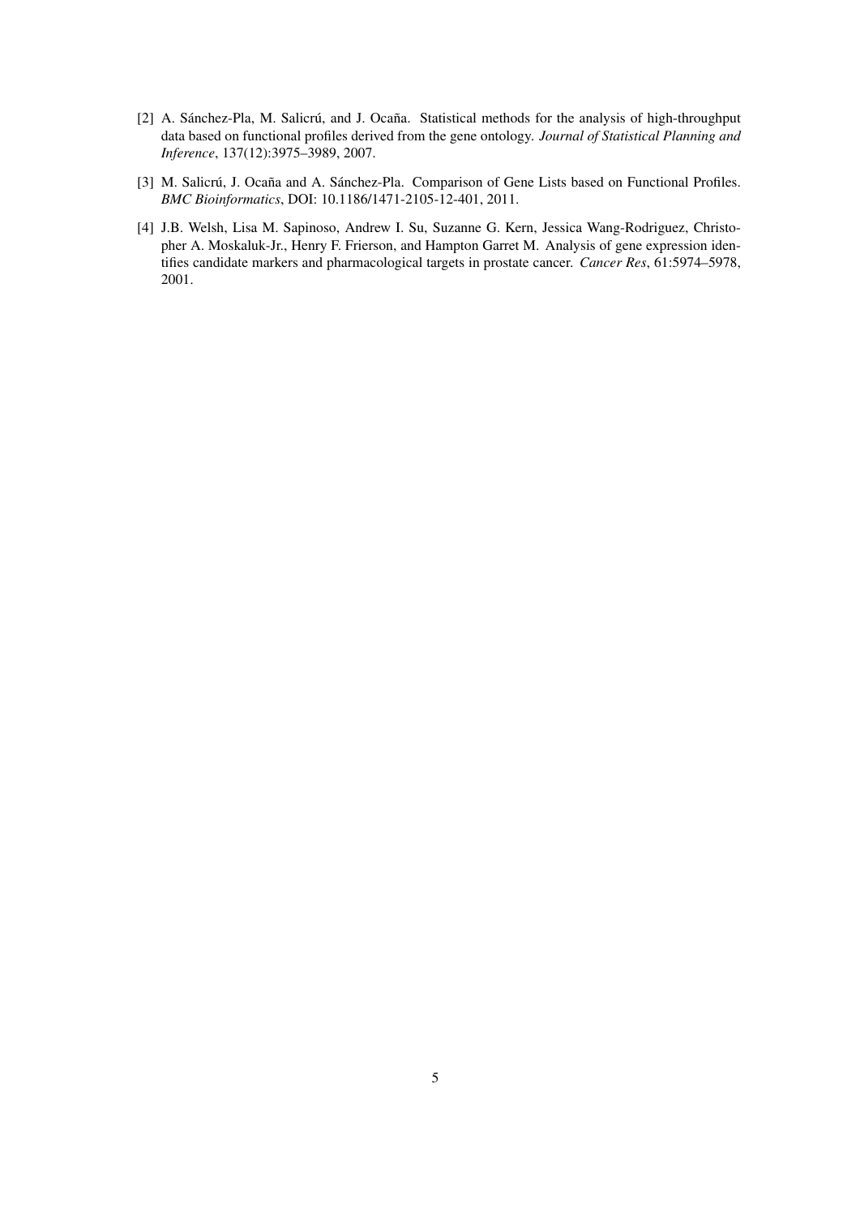[2] A. Sánchez-Pla, M. Salicrú, and J. Ocaña. Statistical methods for the analysis of high-throughput data based on functional profiles derived from the gene ontology. *Journal of Statistical Planning and Inference*, 137(12):3975–3989, 2007.

[3] M. Salicrú, J. Ocaña and A. Sánchez-Pla. Comparison of Gene Lists based on Functional Profiles. *BMC Bioinformatics*, DOI: 10.1186/1471-2105-12-401, 2011.

[4] J.B. Welsh, Lisa M. Sapinoso, Andrew I. Su, Suzanne G. Kern, Jessica Wang-Rodriguez, Christopher A. Moskaluk-Jr., Henry F. Frierson, and Hampton Garret M. Analysis of gene expression identifies candidate markers and pharmacological targets in prostate cancer. *Cancer Res*, 61:5974–5978, 2001.